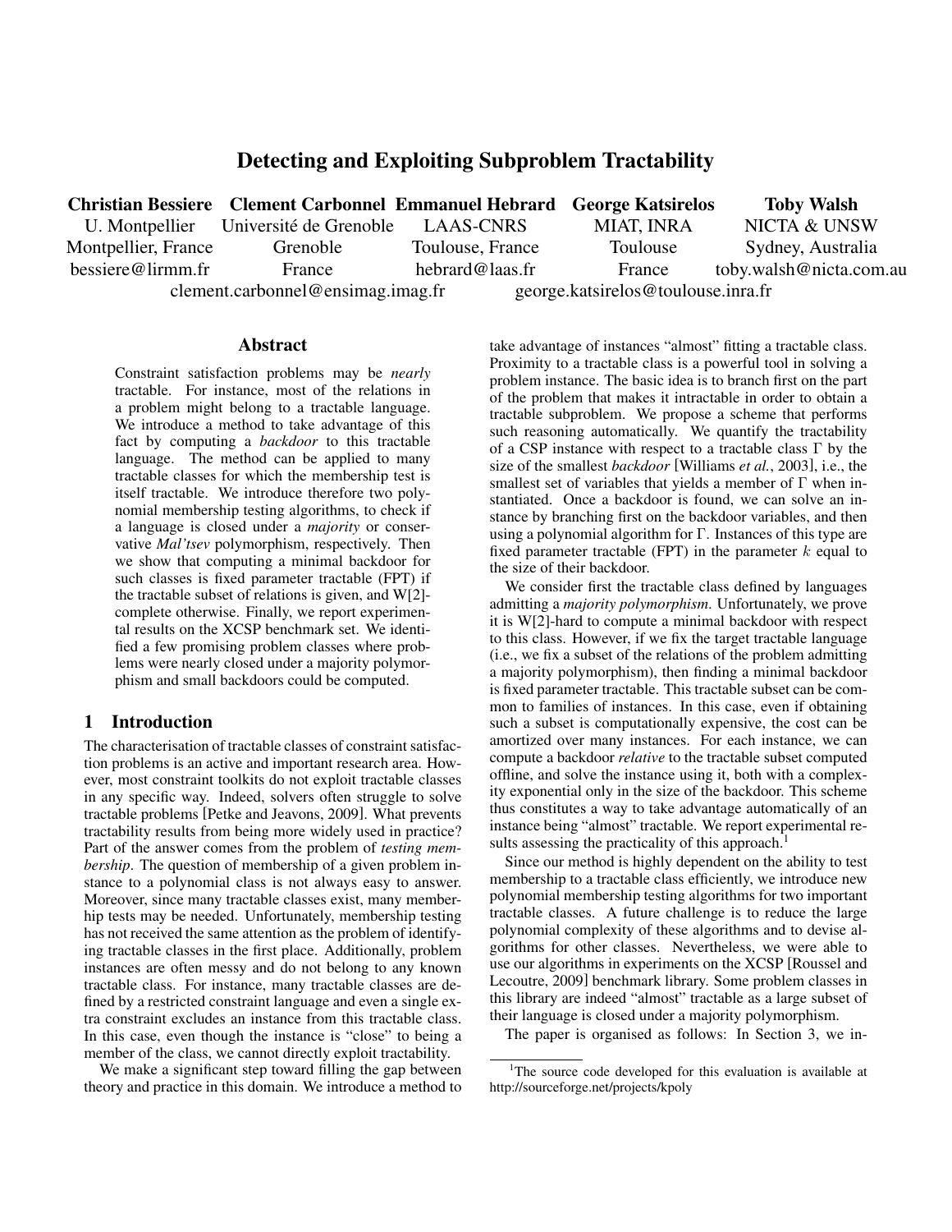# Detecting and Exploiting Subproblem Tractability

**Christian Bessiere** — U. Montpellier, Montpellier, France, bessiere@lirmm.fr

**Clement Carbonnel** — Université de Grenoble, Grenoble, France, clement.carbonnel@ensimag.imag.fr

**Emmanuel Hebrard** — LAAS-CNRS, Toulouse, France, hebrard@laas.fr

**George Katsirelos** — MIAT, INRA, Toulouse, France, george.katsirelos@toulouse.inra.fr

**Toby Walsh** — NICTA & UNSW, Sydney, Australia, toby.walsh@nicta.com.au

## Abstract

Constraint satisfaction problems may be *nearly* tractable. For instance, most of the relations in a problem might belong to a tractable language. We introduce a method to take advantage of this fact by computing a *backdoor* to this tractable language. The method can be applied to many tractable classes for which the membership test is itself tractable. We introduce therefore two polynomial membership testing algorithms, to check if a language is closed under a *majority* or conservative *Mal'tsev* polymorphism, respectively. Then we show that computing a minimal backdoor for such classes is fixed parameter tractable (FPT) if the tractable subset of relations is given, and W[2]-complete otherwise. Finally, we report experimental results on the XCSP benchmark set. We identified a few promising problem classes where problems were nearly closed under a majority polymorphism and small backdoors could be computed.

## 1 Introduction

The characterisation of tractable classes of constraint satisfaction problems is an active and important research area. However, most constraint toolkits do not exploit tractable classes in any specific way. Indeed, solvers often struggle to solve tractable problems [Petke and Jeavons, 2009]. What prevents tractability results from being more widely used in practice? Part of the answer comes from the problem of *testing membership*. The question of membership of a given problem instance to a polynomial class is not always easy to answer. Moreover, since many tractable classes exist, many membership tests may be needed. Unfortunately, membership testing has not received the same attention as the problem of identifying tractable classes in the first place. Additionally, problem instances are often messy and do not belong to any known tractable class. For instance, many tractable classes are defined by a restricted constraint language and even a single extra constraint excludes an instance from this tractable class. In this case, even though the instance is "close" to being a member of the class, we cannot directly exploit tractability.

We make a significant step toward filling the gap between theory and practice in this domain. We introduce a method to take advantage of instances "almost" fitting a tractable class. Proximity to a tractable class is a powerful tool in solving a problem instance. The basic idea is to branch first on the part of the problem that makes it intractable in order to obtain a tractable subproblem. We propose a scheme that performs such reasoning automatically. We quantify the tractability of a CSP instance with respect to a tractable class $\Gamma$ by the size of the smallest *backdoor* [Williams *et al.*, 2003], i.e., the smallest set of variables that yields a member of $\Gamma$ when instantiated. Once a backdoor is found, we can solve an instance by branching first on the backdoor variables, and then using a polynomial algorithm for $\Gamma$. Instances of this type are fixed parameter tractable (FPT) in the parameter $k$ equal to the size of their backdoor.

We consider first the tractable class defined by languages admitting a *majority polymorphism*. Unfortunately, we prove it is W[2]-hard to compute a minimal backdoor with respect to this class. However, if we fix the target tractable language (i.e., we fix a subset of the relations of the problem admitting a majority polymorphism), then finding a minimal backdoor is fixed parameter tractable. This tractable subset can be common to families of instances. In this case, even if obtaining such a subset is computationally expensive, the cost can be amortized over many instances. For each instance, we can compute a backdoor *relative* to the tractable subset computed offline, and solve the instance using it, both with a complexity exponential only in the size of the backdoor. This scheme thus constitutes a way to take advantage automatically of an instance being "almost" tractable. We report experimental results assessing the practicality of this approach.[1]

Since our method is highly dependent on the ability to test membership to a tractable class efficiently, we introduce new polynomial membership testing algorithms for two important tractable classes. A future challenge is to reduce the large polynomial complexity of these algorithms and to devise algorithms for other classes. Nevertheless, we were able to use our algorithms in experiments on the XCSP [Roussel and Lecoutre, 2009] benchmark library. Some problem classes in this library are indeed "almost" tractable as a large subset of their language is closed under a majority polymorphism.

The paper is organised as follows: In Section 3, we in-

[1] The source code developed for this evaluation is available at http://sourceforge.net/projects/kpoly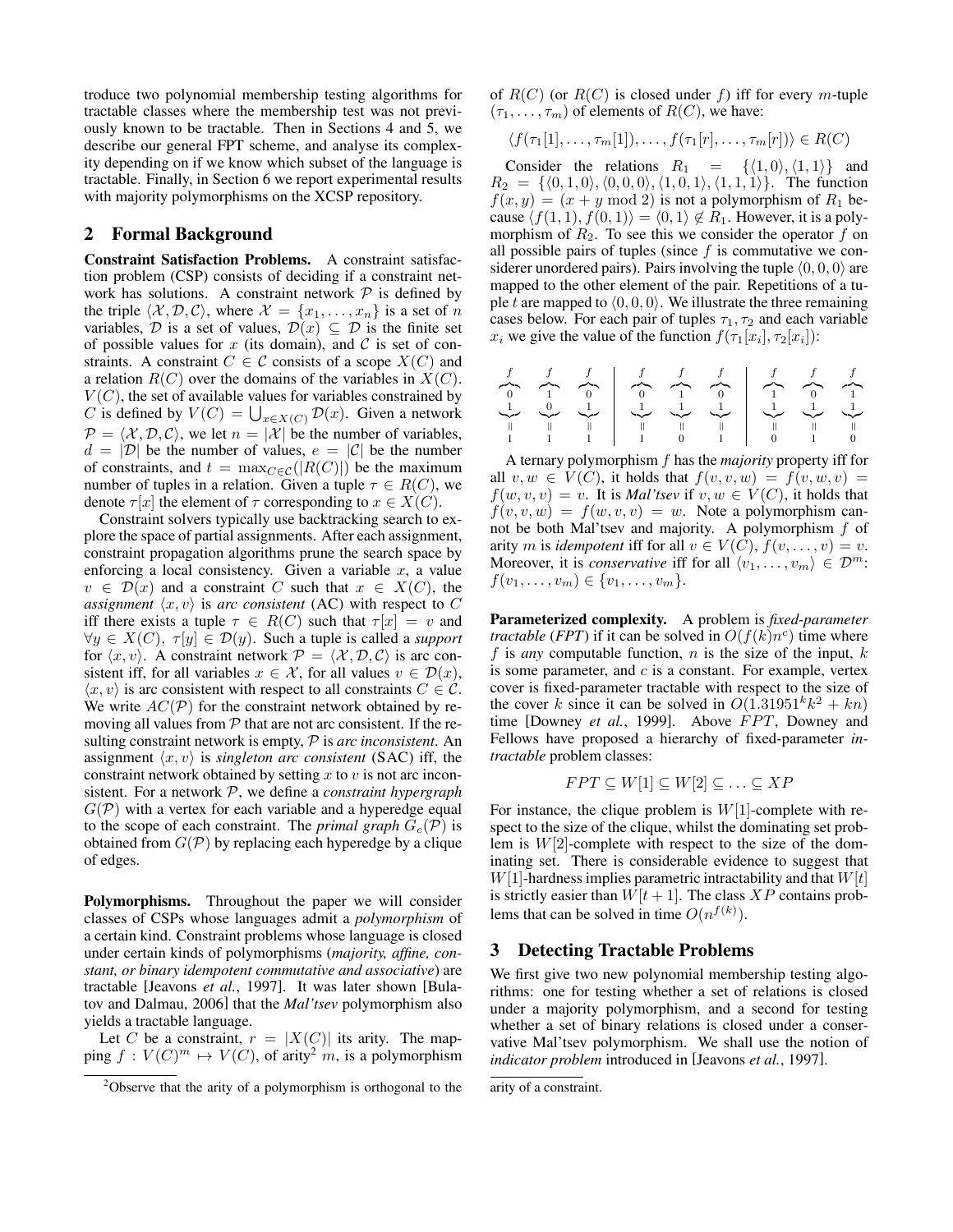troduce two polynomial membership testing algorithms for tractable classes where the membership test was not previously known to be tractable. Then in Sections 4 and 5, we describe our general FPT scheme, and analyse its complexity depending on if we know which subset of the language is tractable. Finally, in Section 6 we report experimental results with majority polymorphisms on the XCSP repository.

## 2 Formal Background

**Constraint Satisfaction Problems.** A constraint satisfaction problem (CSP) consists of deciding if a constraint network has solutions. A constraint network $\mathcal{P}$ is defined by the triple $\langle \mathcal{X}, \mathcal{D}, \mathcal{C} \rangle$, where $\mathcal{X} = \{x_1, \ldots, x_n\}$ is a set of $n$ variables, $\mathcal{D}$ is a set of values, $\mathcal{D}(x) \subseteq \mathcal{D}$ is the finite set of possible values for $x$ (its domain), and $\mathcal{C}$ is set of constraints. A constraint $C \in \mathcal{C}$ consists of a scope $X(C)$ and a relation $R(C)$ over the domains of the variables in $X(C)$. $V(C)$, the set of available values for variables constrained by $C$ is defined by $V(C) = \bigcup_{x \in X(C)} \mathcal{D}(x)$. Given a network $\mathcal{P} = \langle \mathcal{X}, \mathcal{D}, \mathcal{C} \rangle$, we let $n = |\mathcal{X}|$ be the number of variables, $d = |\mathcal{D}|$ be the number of values, $e = |\mathcal{C}|$ be the number of constraints, and $t = \max_{C \in \mathcal{C}}(|R(C)|)$ be the maximum number of tuples in a relation. Given a tuple $\tau \in R(C)$, we denote $\tau[x]$ the element of $\tau$ corresponding to $x \in X(C)$.

Constraint solvers typically use backtracking search to explore the space of partial assignments. After each assignment, constraint propagation algorithms prune the search space by enforcing a local consistency. Given a variable $x$, a value $v \in \mathcal{D}(x)$ and a constraint $C$ such that $x \in X(C)$, the *assignment* $\langle x, v \rangle$ is *arc consistent* (AC) with respect to $C$ iff there exists a tuple $\tau \in R(C)$ such that $\tau[x] = v$ and $\forall y \in X(C),\ \tau[y] \in \mathcal{D}(y)$. Such a tuple is called a *support* for $\langle x, v \rangle$. A constraint network $\mathcal{P} = \langle \mathcal{X}, \mathcal{D}, \mathcal{C} \rangle$ is arc consistent iff, for all variables $x \in \mathcal{X}$, for all values $v \in \mathcal{D}(x)$, $\langle x, v \rangle$ is arc consistent with respect to all constraints $C \in \mathcal{C}$. We write $AC(\mathcal{P})$ for the constraint network obtained by removing all values from $\mathcal{P}$ that are not arc consistent. If the resulting constraint network is empty, $\mathcal{P}$ is *arc inconsistent*. An assignment $\langle x, v \rangle$ is *singleton arc consistent* (SAC) iff, the constraint network obtained by setting $x$ to $v$ is not arc inconsistent. For a network $\mathcal{P}$, we define a *constraint hypergraph* $G(\mathcal{P})$ with a vertex for each variable and a hyperedge equal to the scope of each constraint. The *primal graph* $G_c(\mathcal{P})$ is obtained from $G(\mathcal{P})$ by replacing each hyperedge by a clique of edges.

**Polymorphisms.** Throughout the paper we will consider classes of CSPs whose languages admit a *polymorphism* of a certain kind. Constraint problems whose language is closed under certain kinds of polymorphisms (*majority, affine, constant, or binary idempotent commutative and associative*) are tractable [Jeavons *et al.*, 1997]. It was later shown [Bulatov and Dalmau, 2006] that the *Mal'tsev* polymorphism also yields a tractable language.

Let $C$ be a constraint, $r = |X(C)|$ its arity. The mapping $f : V(C)^m \mapsto V(C)$, of arity[2] $m$, is a polymorphism of $R(C)$ (or $R(C)$ is closed under $f$) iff for every $m$-tuple $(\tau_1, \ldots, \tau_m)$ of elements of $R(C)$, we have:

$$\langle f(\tau_1[1], \ldots, \tau_m[1]), \ldots, f(\tau_1[r], \ldots, \tau_m[r]) \rangle \in R(C)$$

Consider the relations $R_1 = \{\langle 1, 0 \rangle, \langle 1, 1 \rangle\}$ and $R_2 = \{\langle 0, 1, 0 \rangle, \langle 0, 0, 0 \rangle, \langle 1, 0, 1 \rangle, \langle 1, 1, 1 \rangle\}$. The function $f(x, y) = (x + y \bmod 2)$ is not a polymorphism of $R_1$ because $\langle f(1, 1), f(0, 1) \rangle = \langle 0, 1 \rangle \notin R_1$. However, it is a polymorphism of $R_2$. To see this we consider the operator $f$ on all possible pairs of tuples (since $f$ is commutative we considerer unordered pairs). Pairs involving the tuple $\langle 0, 0, 0 \rangle$ are mapped to the other element of the pair. Repetitions of a tuple $t$ are mapped to $\langle 0, 0, 0 \rangle$. We illustrate the three remaining cases below. For each pair of tuples $\tau_1, \tau_2$ and each variable $x_i$ we give the value of the function $f(\tau_1[x_i], \tau_2[x_i])$:

| $f$ | $f$ | $f$ | | $f$ | $f$ | $f$ | | $f$ | $f$ | $f$ |
|---|---|---|---|---|---|---|---|---|---|---|
| 0 | 1 | 0 | | 0 | 1 | 0 | | 1 | 0 | 1 |
| 1 | 0 | 1 | | 1 | 1 | 1 | | 1 | 1 | 1 |
| $\Vert$ | $\Vert$ | $\Vert$ | | $\Vert$ | $\Vert$ | $\Vert$ | | $\Vert$ | $\Vert$ | $\Vert$ |
| 1 | 1 | 1 | | 1 | 0 | 1 | | 0 | 1 | 0 |

A ternary polymorphism $f$ has the *majority* property iff for all $v, w \in V(C)$, it holds that $f(v, v, w) = f(w, v, v) = f(w, v, v) = v$. It is *Mal'tsev* if $v, w \in V(C)$, it holds that $f(v, v, w) = f(w, v, v) = w$. Note a polymorphism cannot be both Mal'tsev and majority. A polymorphism $f$ of arity $m$ is *idempotent* iff for all $v \in V(C)$, $f(v, \ldots, v) = v$. Moreover, it is *conservative* iff for all $\langle v_1, \ldots, v_m \rangle \in \mathcal{D}^m$: $f(v_1, \ldots, v_m) \in \{v_1, \ldots, v_m\}$.

**Parameterized complexity.** A problem is *fixed-parameter tractable* (*FPT*) if it can be solved in $O(f(k)n^c)$ time where $f$ is *any* computable function, $n$ is the size of the input, $k$ is some parameter, and $c$ is a constant. For example, vertex cover is fixed-parameter tractable with respect to the size of the cover $k$ since it can be solved in $O(1.31951^k k^2 + kn)$ time [Downey *et al.*, 1999]. Above $FPT$, Downey and Fellows have proposed a hierarchy of fixed-parameter *intractable* problem classes:

$$FPT \subseteq W[1] \subseteq W[2] \subseteq \ldots \subseteq XP$$

For instance, the clique problem is $W[1]$-complete with respect to the size of the clique, whilst the dominating set problem is $W[2]$-complete with respect to the size of the dominating set. There is considerable evidence to suggest that $W[1]$-hardness implies parametric intractability and that $W[t]$ is strictly easier than $W[t+1]$. The class $XP$ contains problems that can be solved in time $O(n^{f(k)})$.

## 3 Detecting Tractable Problems

We first give two new polynomial membership testing algorithms: one for testing whether a set of relations is closed under a majority polymorphism, and a second for testing whether a set of binary relations is closed under a conservative Mal'tsev polymorphism. We shall use the notion of *indicator problem* introduced in [Jeavons *et al.*, 1997].

[2] Observe that the arity of a polymorphism is orthogonal to the arity of a constraint.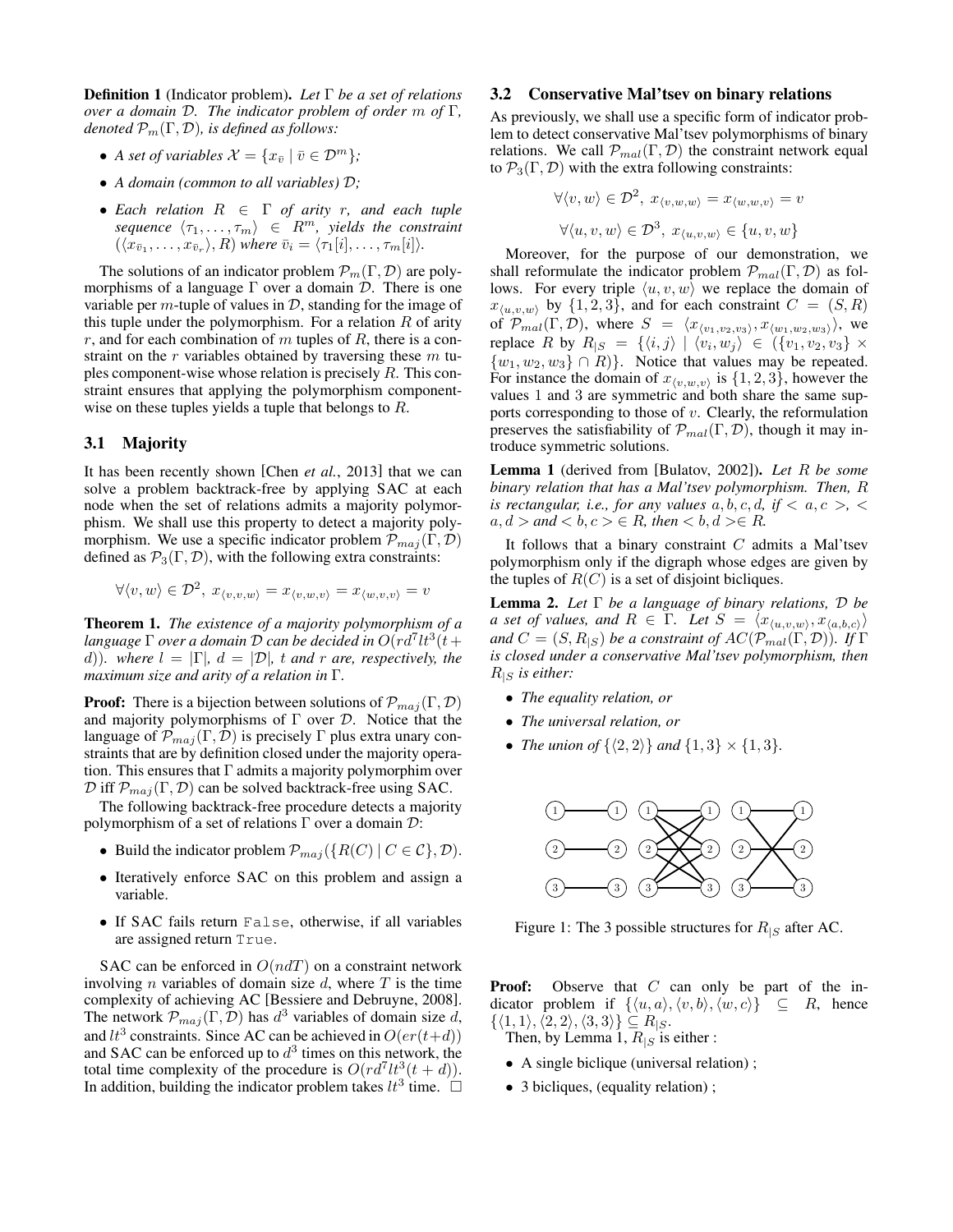**Definition 1** (Indicator problem). *Let $\Gamma$ be a set of relations over a domain $\mathcal{D}$. The indicator problem of order $m$ of $\Gamma$, denoted $\mathcal{P}_m(\Gamma, \mathcal{D})$, is defined as follows:*

- *A set of variables $\mathcal{X} = \{x_{\bar{v}} \mid \bar{v} \in \mathcal{D}^m\}$;*
- *A domain (common to all variables) $\mathcal{D}$;*
- *Each relation $R \in \Gamma$ of arity $r$, and each tuple sequence $\langle \tau_1, \ldots, \tau_m \rangle \in R^m$, yields the constraint $(\langle x_{\bar{v}_1}, \ldots, x_{\bar{v}_r} \rangle, R)$ where $\bar{v}_i = \langle \tau_1[i], \ldots, \tau_m[i] \rangle$.*

The solutions of an indicator problem $\mathcal{P}_m(\Gamma, \mathcal{D})$ are polymorphisms of a language $\Gamma$ over a domain $\mathcal{D}$. There is one variable per $m$-tuple of values in $\mathcal{D}$, standing for the image of this tuple under the polymorphism. For a relation $R$ of arity $r$, and for each combination of $m$ tuples of $R$, there is a constraint on the $r$ variables obtained by traversing these $m$ tuples component-wise whose relation is precisely $R$. This constraint ensures that applying the polymorphism component-wise on these tuples yields a tuple that belongs to $R$.

### 3.1 Majority

It has been recently shown [Chen *et al.*, 2013] that we can solve a problem backtrack-free by applying SAC at each node when the set of relations admits a majority polymorphism. We shall use this property to detect a majority polymorphism. We use a specific indicator problem $\mathcal{P}_{maj}(\Gamma, \mathcal{D})$ defined as $\mathcal{P}_3(\Gamma, \mathcal{D})$, with the following extra constraints:

$$\forall \langle v, w \rangle \in \mathcal{D}^2,\ x_{\langle v,v,w \rangle} = x_{\langle v,w,v \rangle} = x_{\langle w,v,v \rangle} = v$$

**Theorem 1.** *The existence of a majority polymorphism of a language $\Gamma$ over a domain $\mathcal{D}$ can be decided in $O(rd^7lt^3(t+d))$. where $l = |\Gamma|$, $d = |\mathcal{D}|$, $t$ and $r$ are, respectively, the maximum size and arity of a relation in $\Gamma$.*

**Proof:** There is a bijection between solutions of $\mathcal{P}_{maj}(\Gamma, \mathcal{D})$ and majority polymorphisms of $\Gamma$ over $\mathcal{D}$. Notice that the language of $\mathcal{P}_{maj}(\Gamma, \mathcal{D})$ is precisely $\Gamma$ plus extra unary constraints that are by definition closed under the majority operation. This ensures that $\Gamma$ admits a majority polymorphim over $\mathcal{D}$ iff $\mathcal{P}_{maj}(\Gamma, \mathcal{D})$ can be solved backtrack-free using SAC.

The following backtrack-free procedure detects a majority polymorphism of a set of relations $\Gamma$ over a domain $\mathcal{D}$:

- Build the indicator problem $\mathcal{P}_{maj}(\{R(C) \mid C \in \mathcal{C}\}, \mathcal{D})$.
- Iteratively enforce SAC on this problem and assign a variable.
- If SAC fails return `False`, otherwise, if all variables are assigned return `True`.

SAC can be enforced in $O(ndT)$ on a constraint network involving $n$ variables of domain size $d$, where $T$ is the time complexity of achieving AC [Bessiere and Debruyne, 2008]. The network $\mathcal{P}_{maj}(\Gamma, \mathcal{D})$ has $d^3$ variables of domain size $d$, and $lt^3$ constraints. Since AC can be achieved in $O(er(t+d))$ and SAC can be enforced up to $d^3$ times on this network, the total time complexity of the procedure is $O(rd^7lt^3(t+d))$. In addition, building the indicator problem takes $lt^3$ time. $\square$

### 3.2 Conservative Mal'tsev on binary relations

As previously, we shall use a specific form of indicator problem to detect conservative Mal'tsev polymorphisms of binary relations. We call $\mathcal{P}_{mal}(\Gamma, \mathcal{D})$ the constraint network equal to $\mathcal{P}_3(\Gamma, \mathcal{D})$ with the extra following constraints:

$$\forall \langle v, w \rangle \in \mathcal{D}^2,\ x_{\langle v,w,w \rangle} = x_{\langle w,w,v \rangle} = v$$

$$\forall \langle u, v, w \rangle \in \mathcal{D}^3,\ x_{\langle u,v,w \rangle} \in \{u, v, w\}$$

Moreover, for the purpose of our demonstration, we shall reformulate the indicator problem $\mathcal{P}_{mal}(\Gamma, \mathcal{D})$ as follows. For every triple $\langle u, v, w \rangle$ we replace the domain of $x_{\langle u,v,w \rangle}$ by $\{1, 2, 3\}$, and for each constraint $C = (S, R)$ of $\mathcal{P}_{mal}(\Gamma, \mathcal{D})$, where $S = \langle x_{\langle v_1,v_2,v_3 \rangle}, x_{\langle w_1,w_2,w_3 \rangle} \rangle$, we replace $R$ by $R_{|S} = \{\langle i, j \rangle \mid \langle v_i, w_j \rangle \in (\{v_1, v_2, v_3\} \times \{w_1, w_2, w_3\} \cap R)\}$. Notice that values may be repeated. For instance the domain of $x_{\langle v,w,v \rangle}$ is $\{1, 2, 3\}$, however the values 1 and 3 are symmetric and both share the same supports corresponding to those of $v$. Clearly, the reformulation preserves the satisfiability of $\mathcal{P}_{mal}(\Gamma, \mathcal{D})$, though it may introduce symmetric solutions.

**Lemma 1** (derived from [Bulatov, 2002]). *Let $R$ be some binary relation that has a Mal'tsev polymorphism. Then, $R$ is rectangular, i.e., for any values $a, b, c, d$, if $< a, c >$, $< a, d >$ and $< b, c > \in R$, then $< b, d > \in R$.*

It follows that a binary constraint $C$ admits a Mal'tsev polymorphism only if the digraph whose edges are given by the tuples of $R(C)$ is a set of disjoint bicliques.

**Lemma 2.** *Let $\Gamma$ be a language of binary relations, $\mathcal{D}$ be a set of values, and $R \in \Gamma$. Let $S = \langle x_{\langle u,v,w \rangle}, x_{\langle a,b,c \rangle} \rangle$ and $C = (S, R_{|S})$ be a constraint of $AC(\mathcal{P}_{mal}(\Gamma, \mathcal{D}))$. If $\Gamma$ is closed under a conservative Mal'tsev polymorphism, then $R_{|S}$ is either:*

- *The equality relation, or*
- *The universal relation, or*
- *The union of $\{\langle 2, 2 \rangle\}$ and $\{1, 3\} \times \{1, 3\}$.*

Figure 1: The 3 possible structures for $R_{|S}$ after AC.

**Proof:** Observe that $C$ can only be part of the indicator problem if $\{\langle u, a \rangle, \langle v, b \rangle, \langle w, c \rangle\} \subseteq R$, hence $\{\langle 1, 1 \rangle, \langle 2, 2 \rangle, \langle 3, 3 \rangle\} \subseteq R_{|S}$.

Then, by Lemma 1, $R_{|S}$ is either :

- A single biclique (universal relation) ;
- 3 bicliques, (equality relation) ;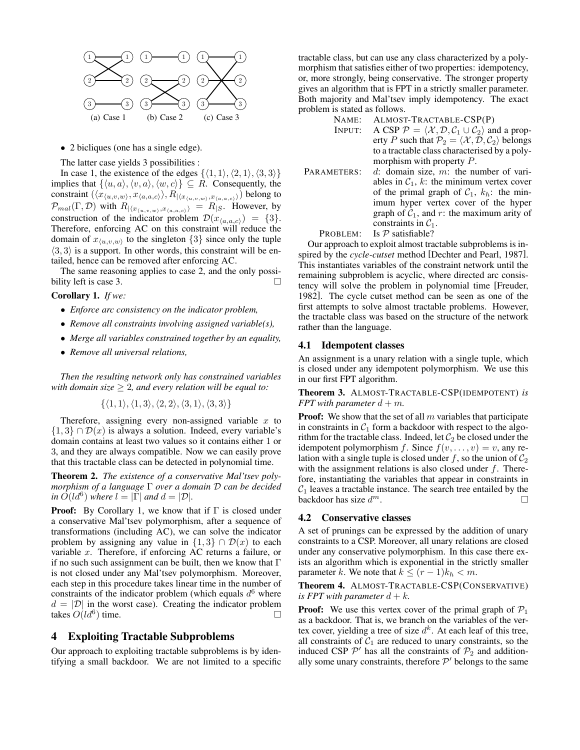(a) Case 1 (b) Case 2 (c) Case 3

- 2 bicliques (one has a single edge).

The latter case yields 3 possibilities :

In case 1, the existence of the edges $\{\langle 1,1\rangle, \langle 2,1\rangle, \langle 3,3\rangle\}$ implies that $\{\langle u,a\rangle, \langle v,a\rangle, \langle w,c\rangle\} \subseteq R$. Consequently, the constraint $(\langle x_{\langle u,v,w\rangle}, x_{\langle a,a,c\rangle}\rangle, R_{|\langle x_{\langle u,v,w\rangle}, x_{\langle a,a,c\rangle}\rangle})$ belong to $\mathcal{P}_{mal}(\Gamma, \mathcal{D})$ with $R_{|\langle x_{\langle u,v,w\rangle}, x_{\langle a,a,c\rangle}\rangle} = R_{|S}$. However, by construction of the indicator problem $\mathcal{D}(x_{\langle a,a,c\rangle}) = \{3\}$. Therefore, enforcing AC on this constraint will reduce the domain of $x_{\langle u,v,w\rangle}$ to the singleton $\{3\}$ since only the tuple $\langle 3,3\rangle$ is a support. In other words, this constraint will be entailed, hence can be removed after enforcing AC.

The same reasoning applies to case 2, and the only possibility left is case 3. $\square$

**Corollary 1.** *If we:*

- *Enforce arc consistency on the indicator problem,*
- *Remove all constraints involving assigned variable(s),*
- *Merge all variables constrained together by an equality,*
- *Remove all universal relations,*

*Then the resulting network only has constrained variables with domain size $\geq 2$, and every relation will be equal to:*

$$\{\langle 1,1\rangle, \langle 1,3\rangle, \langle 2,2\rangle, \langle 3,1\rangle, \langle 3,3\rangle\}$$

Therefore, assigning every non-assigned variable $x$ to $\{1,3\} \cap \mathcal{D}(x)$ is always a solution. Indeed, every variable's domain contains at least two values so it contains either 1 or 3, and they are always compatible. Now we can easily prove that this tractable class can be detected in polynomial time.

**Theorem 2.** *The existence of a conservative Mal'tsev polymorphism of a language $\Gamma$ over a domain $\mathcal{D}$ can be decided in $O(ld^6)$ where $l = |\Gamma|$ and $d = |\mathcal{D}|$.*

**Proof:** By Corollary 1, we know that if $\Gamma$ is closed under a conservative Mal'tsev polymorphism, after a sequence of transformations (including AC), we can solve the indicator problem by assigning any value in $\{1,3\} \cap \mathcal{D}(x)$ to each variable $x$. Therefore, if enforcing AC returns a failure, or if no such such assignment can be built, then we know that $\Gamma$ is not closed under any Mal'tsev polymorphism. Moreover, each step in this procedure takes linear time in the number of constraints of the indicator problem (which equals $d^6$ where $d = |\mathcal{D}|$ in the worst case). Creating the indicator problem takes $O(ld^6)$ time. $\square$

## 4 Exploiting Tractable Subproblems

Our approach to exploiting tractable subproblems is by identifying a small backdoor. We are not limited to a specific tractable class, but can use any class characterized by a polymorphism that satisfies either of two properties: idempotency, or, more strongly, being conservative. The stronger property gives an algorithm that is FPT in a strictly smaller parameter. Both majority and Mal'tsev imply idempotency. The exact problem is stated as follows.

NAME: ALMOST-TRACTABLE-CSP(P)

INPUT: A CSP $\mathcal{P} = \langle \mathcal{X}, \mathcal{D}, \mathcal{C}_1 \cup \mathcal{C}_2\rangle$ and a property $P$ such that $\mathcal{P}_2 = \langle \mathcal{X}, \mathcal{D}, \mathcal{C}_2\rangle$ belongs to a tractable class characterised by a polymorphism with property $P$.

PARAMETERS: $d$: domain size, $m$: the number of variables in $\mathcal{C}_1$, $k$: the minimum vertex cover of the primal graph of $\mathcal{C}_1$, $k_h$: the minimum hyper vertex cover of the hyper graph of $\mathcal{C}_1$, and $r$: the maximum arity of constraints in $\mathcal{C}_1$.

PROBLEM: Is $\mathcal{P}$ satisfiable?

Our approach to exploit almost tractable subproblems is inspired by the *cycle-cutset* method [Dechter and Pearl, 1987]. This instantiates variables of the constraint network until the remaining subproblem is acyclic, where directed arc consistency will solve the problem in polynomial time [Freuder, 1982]. The cycle cutset method can be seen as one of the first attempts to solve almost tractable problems. However, the tractable class was based on the structure of the network rather than the language.

### 4.1 Idempotent classes

An assignment is a unary relation with a single tuple, which is closed under any idempotent polymorphism. We use this in our first FPT algorithm.

**Theorem 3.** ALMOST-TRACTABLE-CSP(IDEMPOTENT) *is FPT with parameter $d + m$.*

**Proof:** We show that the set of all $m$ variables that participate in constraints in $\mathcal{C}_1$ form a backdoor with respect to the algorithm for the tractable class. Indeed, let $\mathcal{C}_2$ be closed under the idempotent polymorphism $f$. Since $f(v, \ldots, v) = v$, any relation with a single tuple is closed under $f$, so the union of $\mathcal{C}_2$ with the assignment relations is also closed under $f$. Therefore, instantiating the variables that appear in constraints in $\mathcal{C}_1$ leaves a tractable instance. The search tree entailed by the backdoor has size $d^m$. $\square$

### 4.2 Conservative classes

A set of prunings can be expressed by the addition of unary constraints to a CSP. Moreover, all unary relations are closed under any conservative polymorphism. In this case there exists an algorithm which is exponential in the strictly smaller parameter $k$. We note that $k \leq (r-1)k_h < m$.

**Theorem 4.** ALMOST-TRACTABLE-CSP(CONSERVATIVE) *is FPT with parameter $d + k$.*

**Proof:** We use this vertex cover of the primal graph of $\mathcal{P}_1$ as a backdoor. That is, we branch on the variables of the vertex cover, yielding a tree of size $d^k$. At each leaf of this tree, all constraints of $\mathcal{C}_1$ are reduced to unary constraints, so the induced CSP $\mathcal{P}'$ has all the constraints of $\mathcal{P}_2$ and additionally some unary constraints, therefore $\mathcal{P}'$ belongs to the same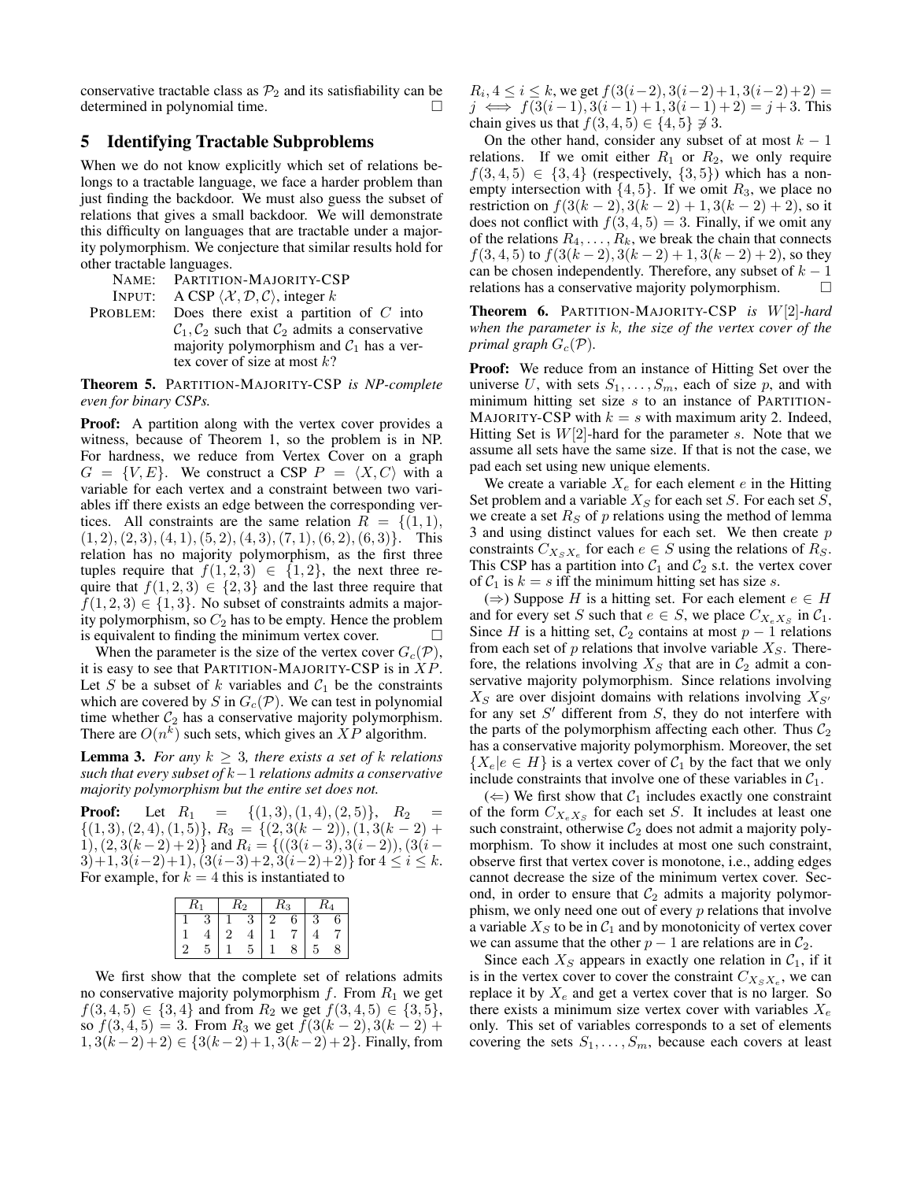conservative tractable class as $\mathcal{P}_2$ and its satisfiability can be determined in polynomial time. □

## 5 Identifying Tractable Subproblems

When we do not know explicitly which set of relations belongs to a tractable language, we face a harder problem than just finding the backdoor. We must also guess the subset of relations that gives a small backdoor. We will demonstrate this difficulty on languages that are tractable under a majority polymorphism. We conjecture that similar results hold for other tractable languages.

NAME: PARTITION-MAJORITY-CSP
INPUT: A CSP $\langle \mathcal{X}, \mathcal{D}, \mathcal{C} \rangle$, integer $k$
PROBLEM: Does there exist a partition of $C$ into $\mathcal{C}_1, \mathcal{C}_2$ such that $\mathcal{C}_2$ admits a conservative majority polymorphism and $\mathcal{C}_1$ has a vertex cover of size at most $k$?

**Theorem 5.** *PARTITION-MAJORITY-CSP is NP-complete even for binary CSPs.*

**Proof:** A partition along with the vertex cover provides a witness, because of Theorem 1, so the problem is in NP. For hardness, we reduce from Vertex Cover on a graph $G = \{V, E\}$. We construct a CSP $P = \langle X, C \rangle$ with a variable for each vertex and a constraint between two variables iff there exists an edge between the corresponding vertices. All constraints are the same relation $R = \{(1,1), (1,2), (2,3), (4,1), (5,2), (4,3), (7,1), (6,2), (6,3)\}$. This relation has no majority polymorphism, as the first three tuples require that $f(1,2,3) \in \{1,2\}$, the next three require that $f(1,2,3) \in \{2,3\}$ and the last three require that $f(1,2,3) \in \{1,3\}$. No subset of constraints admits a majority polymorphism, so $C_2$ has to be empty. Hence the problem is equivalent to finding the minimum vertex cover. □

When the parameter is the size of the vertex cover $G_c(\mathcal{P})$, it is easy to see that PARTITION-MAJORITY-CSP is in $XP$. Let $S$ be a subset of $k$ variables and $\mathcal{C}_1$ be the constraints which are covered by $S$ in $G_c(\mathcal{P})$. We can test in polynomial time whether $\mathcal{C}_2$ has a conservative majority polymorphism. There are $O(n^k)$ such sets, which gives an $XP$ algorithm.

**Lemma 3.** *For any $k \geq 3$, there exists a set of $k$ relations such that every subset of $k-1$ relations admits a conservative majority polymorphism but the entire set does not.*

**Proof:** Let $R_1 = \{(1,3), (1,4), (2,5)\}$, $R_2 = \{(1,3), (2,4), (1,5)\}$, $R_3 = \{(2, 3(k-2)), (1, 3(k-2)+1), (2, 3(k-2)+2)\}$ and $R_i = \{((3(i-3), 3(i-2)), (3(i-3)+1, 3(i-2)+1), (3(i-3)+2, 3(i-2)+2)\}$ for $4 \leq i \leq k$. For example, for $k = 4$ this is instantiated to

| $R_1$ | | $R_2$ | | $R_3$ | | $R_4$ | |
|---|---|---|---|---|---|---|---|
| 1 | 3 | 1 | 3 | 2 | 6 | 3 | 6 |
| 1 | 4 | 2 | 4 | 1 | 7 | 4 | 7 |
| 2 | 5 | 1 | 5 | 1 | 8 | 5 | 8 |

We first show that the complete set of relations admits no conservative majority polymorphism $f$. From $R_1$ we get $f(3,4,5) \in \{3,4\}$ and from $R_2$ we get $f(3,4,5) \in \{3,5\}$, so $f(3,4,5) = 3$. From $R_3$ we get $f(3(k-2), 3(k-2)+1, 3(k-2)+2) \in \{3(k-2)+1, 3(k-2)+2\}$. Finally, from $R_i, 4 \leq i \leq k$, we get $f(3(i-2), 3(i-2)+1, 3(i-2)+2) = j \iff f(3(i-1), 3(i-1)+1, 3(i-1)+2) = j+3$. This chain gives us that $f(3,4,5) \in \{4,5\} \not\ni 3$.

On the other hand, consider any subset of at most $k-1$ relations. If we omit either $R_1$ or $R_2$, we only require $f(3,4,5) \in \{3,4\}$ (respectively, $\{3,5\}$) which has a non-empty intersection with $\{4,5\}$. If we omit $R_3$, we place no restriction on $f(3(k-2), 3(k-2)+1, 3(k-2)+2)$, so it does not conflict with $f(3,4,5) = 3$. Finally, if we omit any of the relations $R_4, \ldots, R_k$, we break the chain that connects $f(3,4,5)$ to $f(3(k-2), 3(k-2)+1, 3(k-2)+2)$, so they can be chosen independently. Therefore, any subset of $k-1$ relations has a conservative majority polymorphism. □

**Theorem 6.** *PARTITION-MAJORITY-CSP is $W[2]$-hard when the parameter is $k$, the size of the vertex cover of the primal graph $G_c(\mathcal{P})$.*

**Proof:** We reduce from an instance of Hitting Set over the universe $U$, with sets $S_1, \ldots, S_m$, each of size $p$, and with minimum hitting set size $s$ to an instance of PARTITION-MAJORITY-CSP with $k = s$ with maximum arity 2. Indeed, Hitting Set is $W[2]$-hard for the parameter $s$. Note that we assume all sets have the same size. If that is not the case, we pad each set using new unique elements.

We create a variable $X_e$ for each element $e$ in the Hitting Set problem and a variable $X_S$ for each set $S$. For each set $S$, we create a set $R_S$ of $p$ relations using the method of lemma 3 and using distinct values for each set. We then create $p$ constraints $C_{X_S X_e}$ for each $e \in S$ using the relations of $R_S$. This CSP has a partition into $\mathcal{C}_1$ and $\mathcal{C}_2$ s.t. the vertex cover of $\mathcal{C}_1$ is $k = s$ iff the minimum hitting set has size $s$.

($\Rightarrow$) Suppose $H$ is a hitting set. For each element $e \in H$ and for every set $S$ such that $e \in S$, we place $C_{X_e X_S}$ in $\mathcal{C}_1$. Since $H$ is a hitting set, $\mathcal{C}_2$ contains at most $p-1$ relations from each set of $p$ relations that involve variable $X_S$. Therefore, the relations involving $X_S$ that are in $\mathcal{C}_2$ admit a conservative majority polymorphism. Since relations involving $X_S$ are over disjoint domains with relations involving $X_{S'}$ for any set $S'$ different from $S$, they do not interfere with the parts of the polymorphism affecting each other. Thus $\mathcal{C}_2$ has a conservative majority polymorphism. Moreover, the set $\{X_e | e \in H\}$ is a vertex cover of $\mathcal{C}_1$ by the fact that we only include constraints that involve one of these variables in $\mathcal{C}_1$.

($\Leftarrow$) We first show that $\mathcal{C}_1$ includes exactly one constraint of the form $C_{X_e X_S}$ for each set $S$. It includes at least one such constraint, otherwise $\mathcal{C}_2$ does not admit a majority polymorphism. To show it includes at most one such constraint, observe first that vertex cover is monotone, i.e., adding edges cannot decrease the size of the minimum vertex cover. Second, in order to ensure that $\mathcal{C}_2$ admits a majority polymorphism, we only need one out of every $p$ relations that involve a variable $X_S$ to be in $\mathcal{C}_1$ and by monotonicity of vertex cover we can assume that the other $p-1$ are relations are in $\mathcal{C}_2$.

Since each $X_S$ appears in exactly one relation in $\mathcal{C}_1$, if it is in the vertex cover to cover the constraint $C_{X_S X_e}$, we can replace it by $X_e$ and get a vertex cover that is no larger. So there exists a minimum size vertex cover with variables $X_e$ only. This set of variables corresponds to a set of elements covering the sets $S_1, \ldots, S_m$, because each covers at least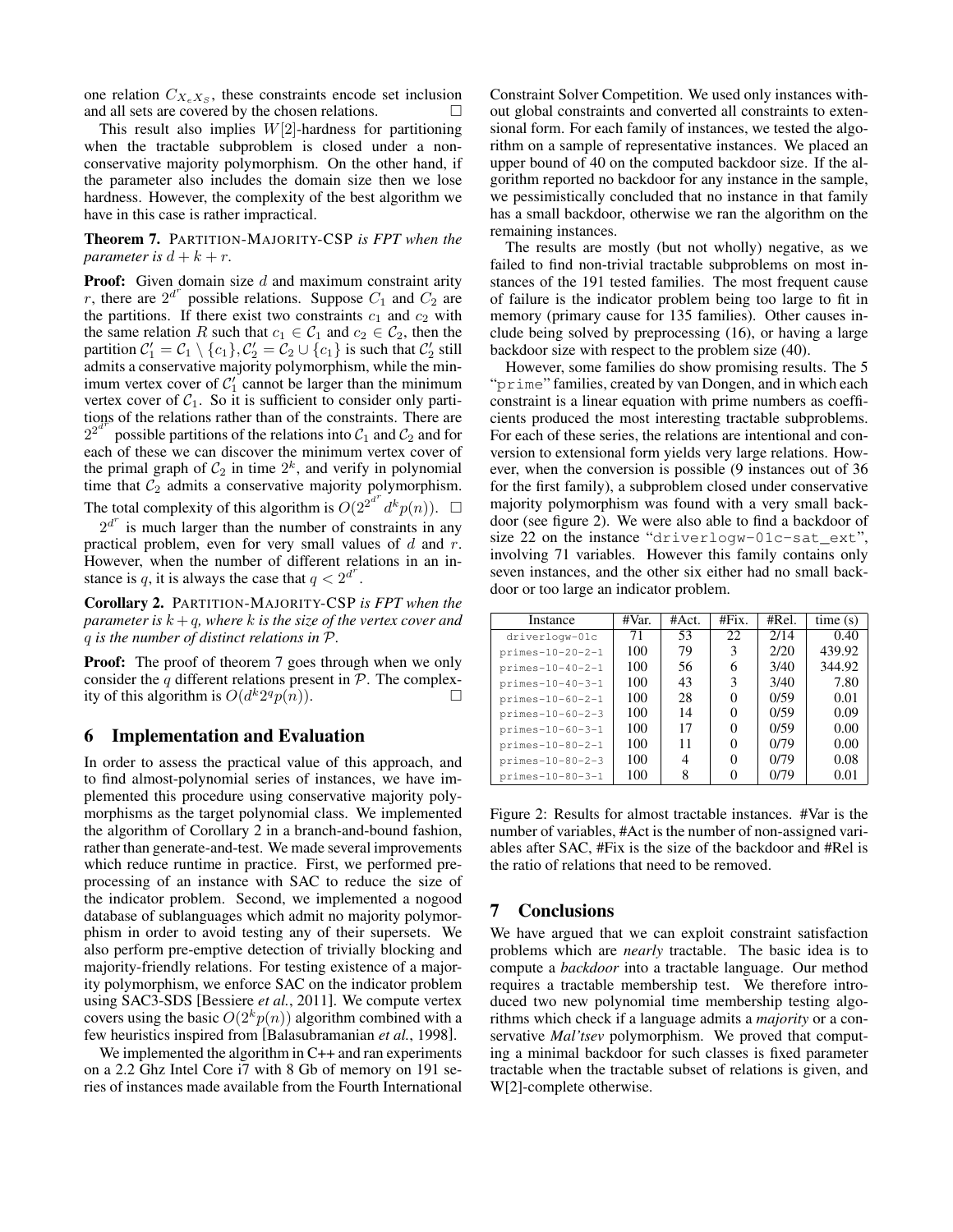one relation $C_{X_e X_S}$, these constraints encode set inclusion and all sets are covered by the chosen relations. □

This result also implies $W[2]$-hardness for partitioning when the tractable subproblem is closed under a non-conservative majority polymorphism. On the other hand, if the parameter also includes the domain size then we lose hardness. However, the complexity of the best algorithm we have in this case is rather impractical.

**Theorem 7.** PARTITION-MAJORITY-CSP *is FPT when the parameter is* $d + k + r$.

**Proof:** Given domain size $d$ and maximum constraint arity $r$, there are $2^{d^r}$ possible relations. Suppose $C_1$ and $C_2$ are the partitions. If there exist two constraints $c_1$ and $c_2$ with the same relation $R$ such that $c_1 \in \mathcal{C}_1$ and $c_2 \in \mathcal{C}_2$, then the partition $\mathcal{C}'_1 = \mathcal{C}_1 \setminus \{c_1\}, \mathcal{C}'_2 = \mathcal{C}_2 \cup \{c_1\}$ is such that $\mathcal{C}'_2$ still admits a conservative majority polymorphism, while the minimum vertex cover of $\mathcal{C}'_1$ cannot be larger than the minimum vertex cover of $\mathcal{C}_1$. So it is sufficient to consider only partitions of the relations rather than of the constraints. There are $2^{2^{d^r}}$ possible partitions of the relations into $\mathcal{C}_1$ and $\mathcal{C}_2$ and for each of these we can discover the minimum vertex cover of the primal graph of $\mathcal{C}_2$ in time $2^k$, and verify in polynomial time that $\mathcal{C}_2$ admits a conservative majority polymorphism. The total complexity of this algorithm is $O(2^{2^{d^r}} d^k p(n))$. □

$2^{d^r}$ is much larger than the number of constraints in any practical problem, even for very small values of $d$ and $r$. However, when the number of different relations in an instance is $q$, it is always the case that $q < 2^{d^r}$.

**Corollary 2.** PARTITION-MAJORITY-CSP *is FPT when the parameter is* $k + q$*, where* $k$ *is the size of the vertex cover and* $q$ *is the number of distinct relations in* $\mathcal{P}$.

**Proof:** The proof of theorem 7 goes through when we only consider the $q$ different relations present in $\mathcal{P}$. The complexity of this algorithm is $O(d^k 2^q p(n))$. □

## 6 Implementation and Evaluation

In order to assess the practical value of this approach, and to find almost-polynomial series of instances, we have implemented this procedure using conservative majority polymorphisms as the target polynomial class. We implemented the algorithm of Corollary 2 in a branch-and-bound fashion, rather than generate-and-test. We made several improvements which reduce runtime in practice. First, we performed preprocessing of an instance with SAC to reduce the size of the indicator problem. Second, we implemented a nogood database of sublanguages which admit no majority polymorphism in order to avoid testing any of their supersets. We also perform pre-emptive detection of trivially blocking and majority-friendly relations. For testing existence of a majority polymorphism, we enforce SAC on the indicator problem using SAC3-SDS [Bessiere *et al.*, 2011]. We compute vertex covers using the basic $O(2^k p(n))$ algorithm combined with a few heuristics inspired from [Balasubramanian *et al.*, 1998].

We implemented the algorithm in C++ and ran experiments on a 2.2 Ghz Intel Core i7 with 8 Gb of memory on 191 series of instances made available from the Fourth International Constraint Solver Competition. We used only instances without global constraints and converted all constraints to extensional form. For each family of instances, we tested the algorithm on a sample of representative instances. We placed an upper bound of 40 on the computed backdoor size. If the algorithm reported no backdoor for any instance in the sample, we pessimistically concluded that no instance in that family has a small backdoor, otherwise we ran the algorithm on the remaining instances.

The results are mostly (but not wholly) negative, as we failed to find non-trivial tractable subproblems on most instances of the 191 tested families. The most frequent cause of failure is the indicator problem being too large to fit in memory (primary cause for 135 families). Other causes include being solved by preprocessing (16), or having a large backdoor size with respect to the problem size (40).

However, some families do show promising results. The 5 "prime" families, created by van Dongen, and in which each constraint is a linear equation with prime numbers as coefficients produced the most interesting tractable subproblems. For each of these series, the relations are intentional and conversion to extensional form yields very large relations. However, when the conversion is possible (9 instances out of 36 for the first family), a subproblem closed under conservative majority polymorphism was found with a very small backdoor (see figure 2). We were also able to find a backdoor of size 22 on the instance "driverlogw-01c-sat_ext", involving 71 variables. However this family contains only seven instances, and the other six either had no small backdoor or too large an indicator problem.

| Instance | #Var. | #Act. | #Fix. | #Rel. | time (s) |
|---|---|---|---|---|---|
| driverlogw-01c | 71 | 53 | 22 | 2/14 | 0.40 |
| primes-10-20-2-1 | 100 | 79 | 3 | 2/20 | 439.92 |
| primes-10-40-2-1 | 100 | 56 | 6 | 3/40 | 344.92 |
| primes-10-40-3-1 | 100 | 43 | 3 | 3/40 | 7.80 |
| primes-10-60-2-1 | 100 | 28 | 0 | 0/59 | 0.01 |
| primes-10-60-2-3 | 100 | 14 | 0 | 0/59 | 0.09 |
| primes-10-60-3-1 | 100 | 17 | 0 | 0/59 | 0.00 |
| primes-10-80-2-1 | 100 | 11 | 0 | 0/79 | 0.00 |
| primes-10-80-2-3 | 100 | 4 | 0 | 0/79 | 0.08 |
| primes-10-80-3-1 | 100 | 8 | 0 | 0/79 | 0.01 |

Figure 2: Results for almost tractable instances. #Var is the number of variables, #Act is the number of non-assigned variables after SAC, #Fix is the size of the backdoor and #Rel is the ratio of relations that need to be removed.

## 7 Conclusions

We have argued that we can exploit constraint satisfaction problems which are *nearly* tractable. The basic idea is to compute a *backdoor* into a tractable language. Our method requires a tractable membership test. We therefore introduced two new polynomial time membership testing algorithms which check if a language admits a *majority* or a conservative *Mal'tsev* polymorphism. We proved that computing a minimal backdoor for such classes is fixed parameter tractable when the tractable subset of relations is given, and W[2]-complete otherwise.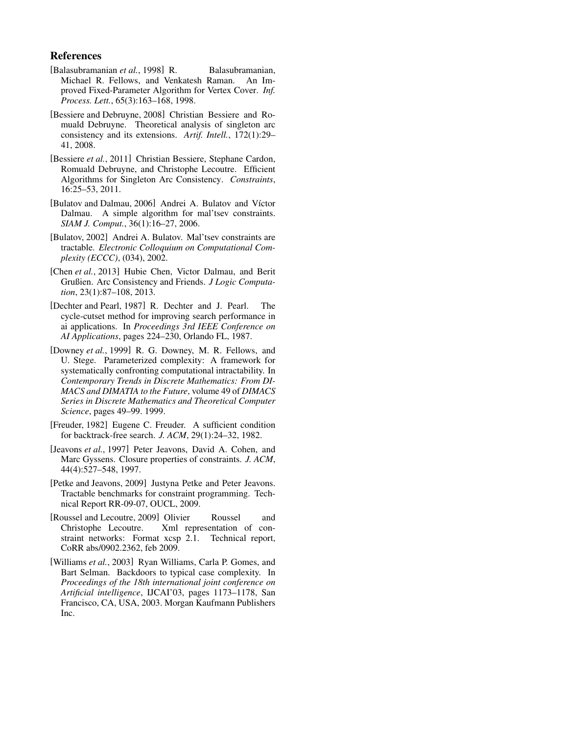## References

[Balasubramanian *et al.*, 1998] R. Balasubramanian, Michael R. Fellows, and Venkatesh Raman. An Improved Fixed-Parameter Algorithm for Vertex Cover. *Inf. Process. Lett.*, 65(3):163–168, 1998.

[Bessiere and Debruyne, 2008] Christian Bessiere and Romuald Debruyne. Theoretical analysis of singleton arc consistency and its extensions. *Artif. Intell.*, 172(1):29–41, 2008.

[Bessiere *et al.*, 2011] Christian Bessiere, Stephane Cardon, Romuald Debruyne, and Christophe Lecoutre. Efficient Algorithms for Singleton Arc Consistency. *Constraints*, 16:25–53, 2011.

[Bulatov and Dalmau, 2006] Andrei A. Bulatov and Víctor Dalmau. A simple algorithm for mal'tsev constraints. *SIAM J. Comput.*, 36(1):16–27, 2006.

[Bulatov, 2002] Andrei A. Bulatov. Mal'tsev constraints are tractable. *Electronic Colloquium on Computational Complexity (ECCC)*, (034), 2002.

[Chen *et al.*, 2013] Hubie Chen, Victor Dalmau, and Berit Grußien. Arc Consistency and Friends. *J Logic Computation*, 23(1):87–108, 2013.

[Dechter and Pearl, 1987] R. Dechter and J. Pearl. The cycle-cutset method for improving search performance in ai applications. In *Proceedings 3rd IEEE Conference on AI Applications*, pages 224–230, Orlando FL, 1987.

[Downey *et al.*, 1999] R. G. Downey, M. R. Fellows, and U. Stege. Parameterized complexity: A framework for systematically confronting computational intractability. In *Contemporary Trends in Discrete Mathematics: From DIMACS and DIMATIA to the Future*, volume 49 of *DIMACS Series in Discrete Mathematics and Theoretical Computer Science*, pages 49–99. 1999.

[Freuder, 1982] Eugene C. Freuder. A sufficient condition for backtrack-free search. *J. ACM*, 29(1):24–32, 1982.

[Jeavons *et al.*, 1997] Peter Jeavons, David A. Cohen, and Marc Gyssens. Closure properties of constraints. *J. ACM*, 44(4):527–548, 1997.

[Petke and Jeavons, 2009] Justyna Petke and Peter Jeavons. Tractable benchmarks for constraint programming. Technical Report RR-09-07, OUCL, 2009.

[Roussel and Lecoutre, 2009] Olivier Roussel and Christophe Lecoutre. Xml representation of constraint networks: Format xcsp 2.1. Technical report, CoRR abs/0902.2362, feb 2009.

[Williams *et al.*, 2003] Ryan Williams, Carla P. Gomes, and Bart Selman. Backdoors to typical case complexity. In *Proceedings of the 18th international joint conference on Artificial intelligence*, IJCAI'03, pages 1173–1178, San Francisco, CA, USA, 2003. Morgan Kaufmann Publishers Inc.